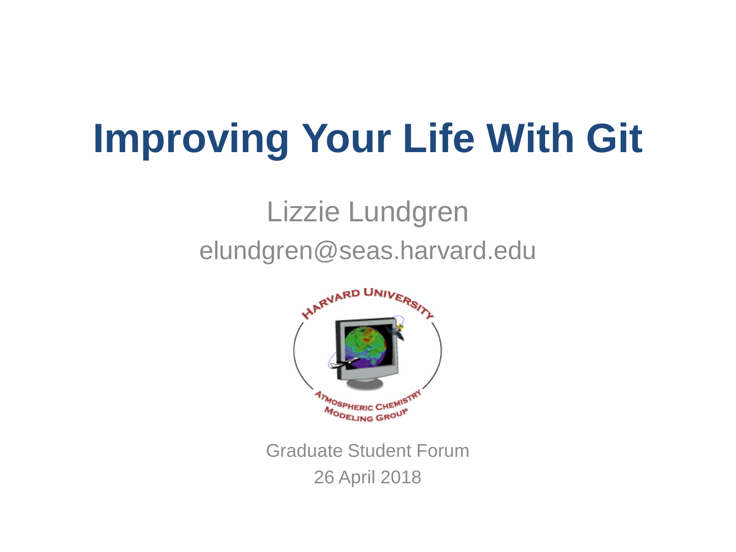# Improving Your Life With Git

Lizzie Lundgren

elundgren@seas.harvard.edu

Graduate Student Forum

26 April 2018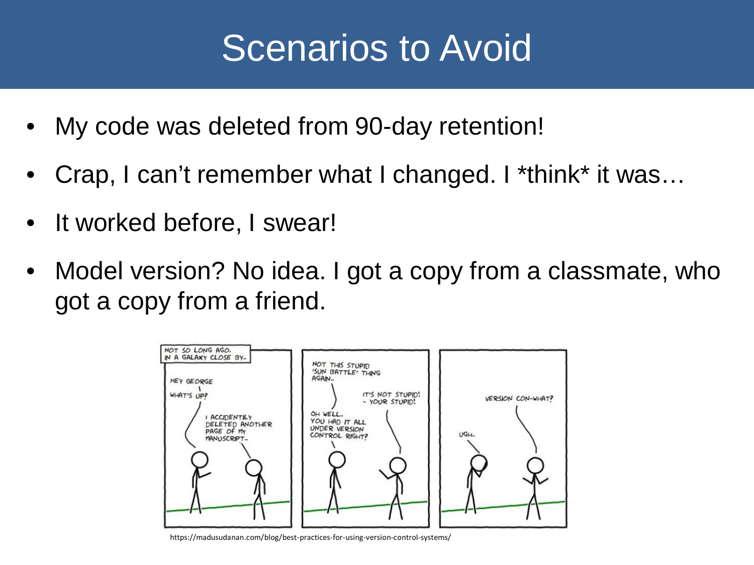# Scenarios to Avoid

- My code was deleted from 90-day retention!
- Crap, I can’t remember what I changed. I *think* it was…
- It worked before, I swear!
- Model version? No idea. I got a copy from a classmate, who got a copy from a friend.

https://madusudanan.com/blog/best-practices-for-using-version-control-systems/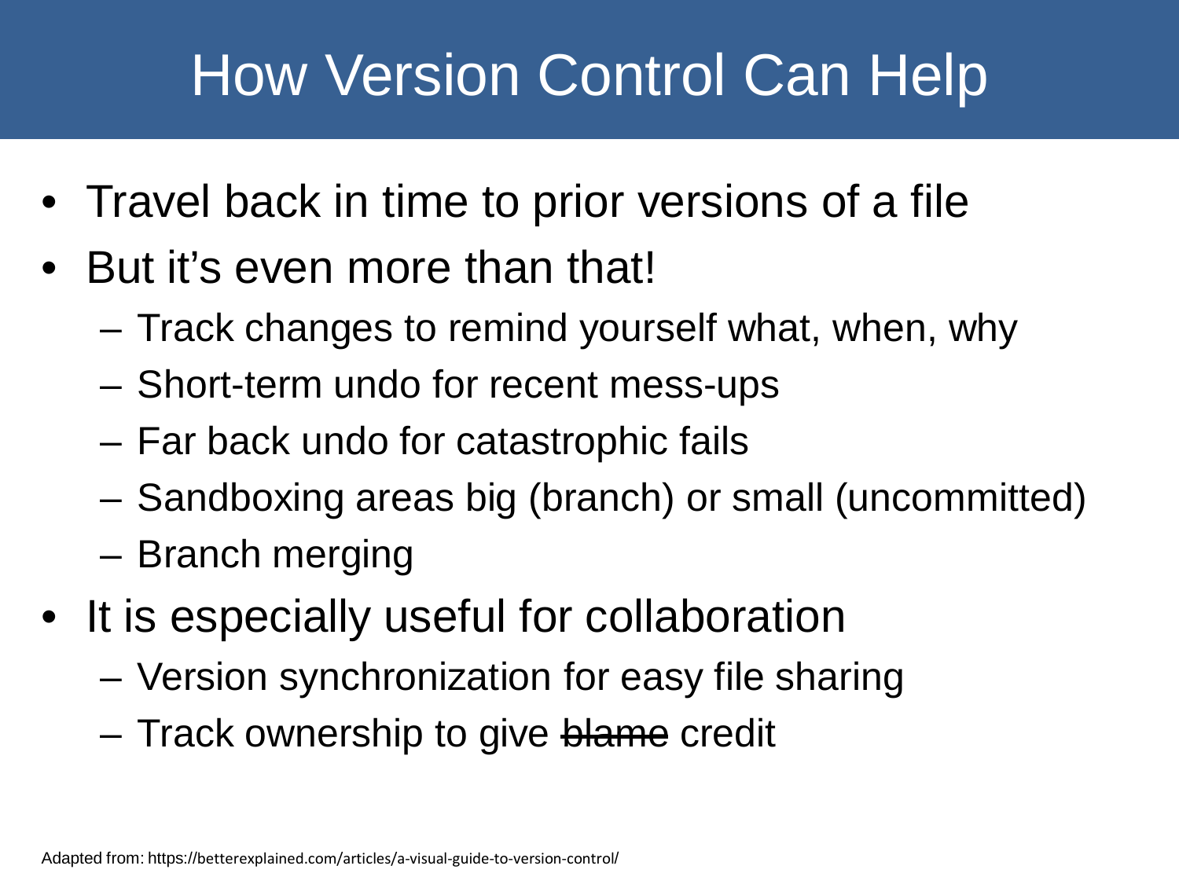# How Version Control Can Help

- Travel back in time to prior versions of a file
- But it's even more than that!
  - Track changes to remind yourself what, when, why
  - Short-term undo for recent mess-ups
  - Far back undo for catastrophic fails
  - Sandboxing areas big (branch) or small (uncommitted)
  - Branch merging
- It is especially useful for collaboration
  - Version synchronization for easy file sharing
  - Track ownership to give ~~blame~~ credit

Adapted from: https://betterexplained.com/articles/a-visual-guide-to-version-control/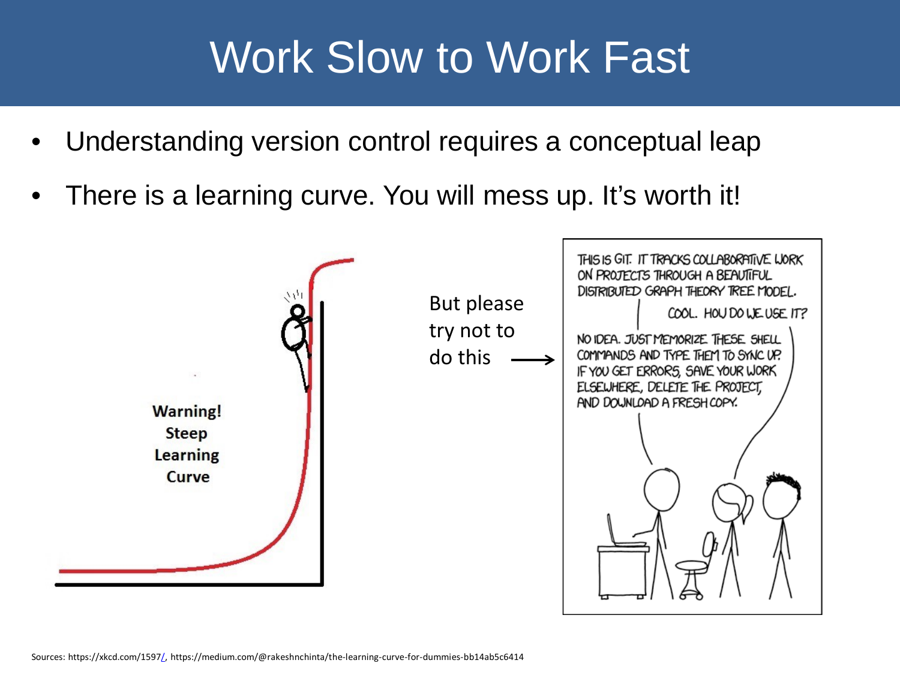# Work Slow to Work Fast

- Understanding version control requires a conceptual leap
- There is a learning curve. You will mess up. It's worth it!

Warning! Steep Learning Curve

But please try not to do this →

THIS IS GIT. IT TRACKS COLLABORATIVE WORK ON PROJECTS THROUGH A BEAUTIFUL DISTRIBUTED GRAPH THEORY TREE MODEL.

COOL. HOW DO WE USE IT?

NO IDEA. JUST MEMORIZE THESE SHELL COMMANDS AND TYPE THEM TO SYNC UP. IF YOU GET ERRORS, SAVE YOUR WORK ELSEWHERE, DELETE THE PROJECT, AND DOWNLOAD A FRESH COPY.

Sources: https://xkcd.com/1597/, https://medium.com/@rakeshnchinta/the-learning-curve-for-dummies-bb14ab5c6414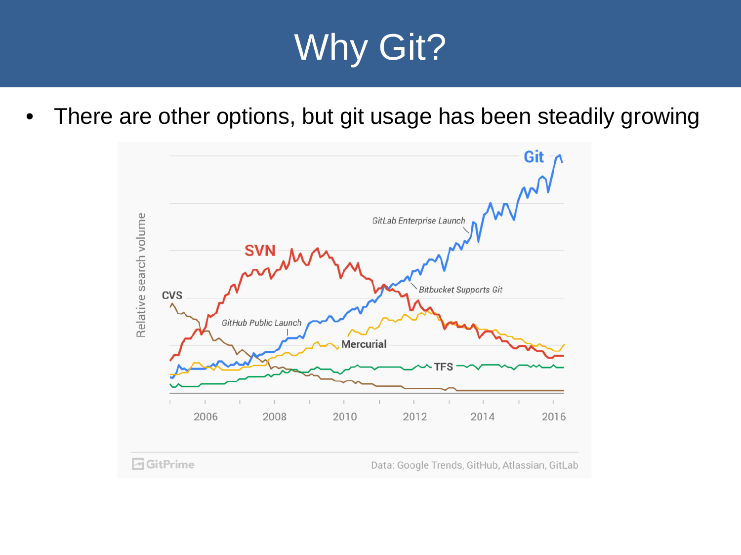# Why Git?

- There are other options, but git usage has been steadily growing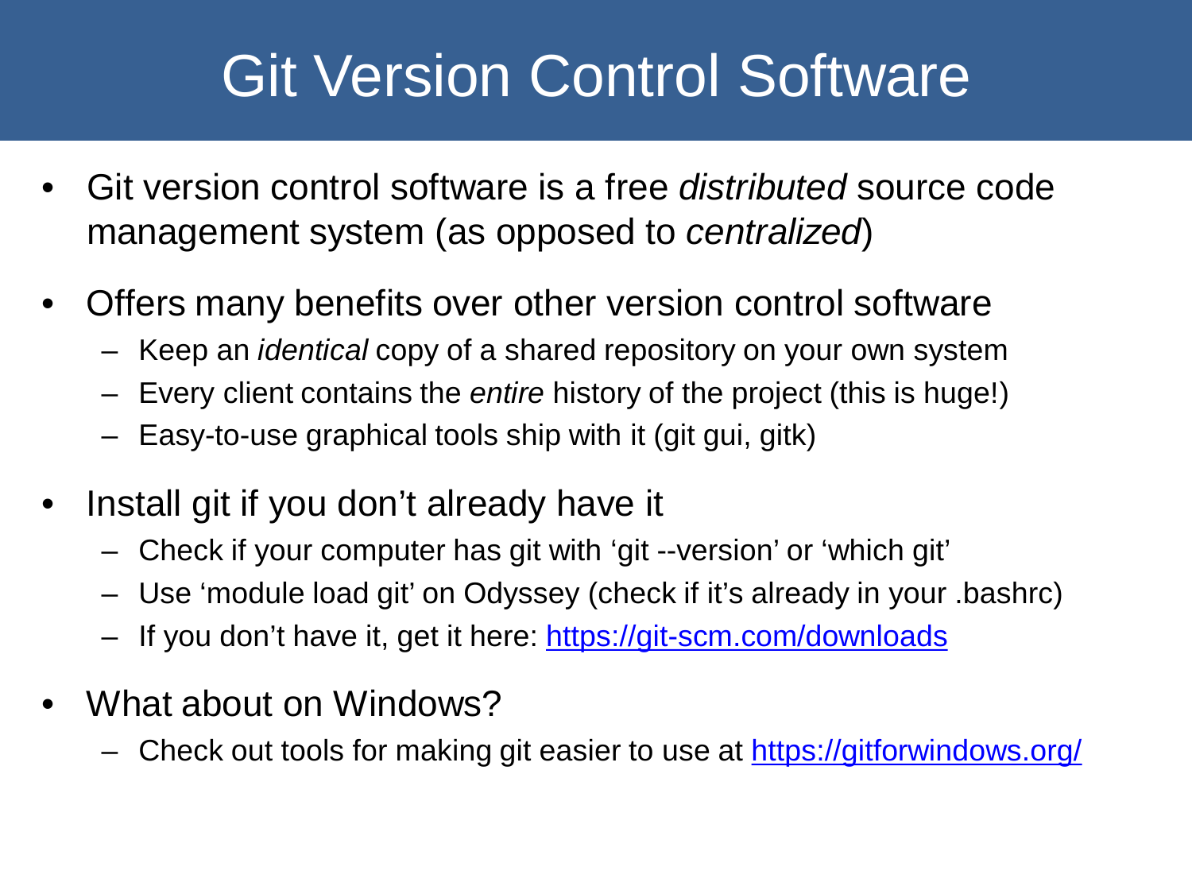# Git Version Control Software

- Git version control software is a free *distributed* source code management system (as opposed to *centralized*)
- Offers many benefits over other version control software
  - Keep an *identical* copy of a shared repository on your own system
  - Every client contains the *entire* history of the project (this is huge!)
  - Easy-to-use graphical tools ship with it (git gui, gitk)
- Install git if you don't already have it
  - Check if your computer has git with 'git --version' or 'which git'
  - Use 'module load git' on Odyssey (check if it's already in your .bashrc)
  - If you don't have it, get it here: https://git-scm.com/downloads
- What about on Windows?
  - Check out tools for making git easier to use at https://gitforwindows.org/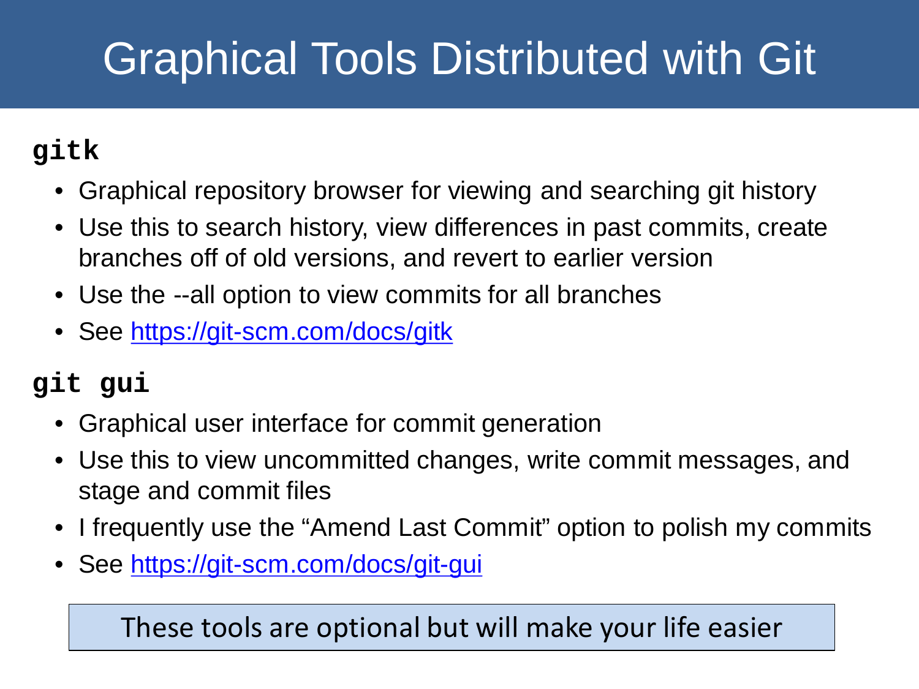# Graphical Tools Distributed with Git

## `gitk`

- Graphical repository browser for viewing and searching git history
- Use this to search history, view differences in past commits, create branches off of old versions, and revert to earlier version
- Use the --all option to view commits for all branches
- See [https://git-scm.com/docs/gitk](https://git-scm.com/docs/gitk)

## `git gui`

- Graphical user interface for commit generation
- Use this to view uncommitted changes, write commit messages, and stage and commit files
- I frequently use the "Amend Last Commit" option to polish my commits
- See [https://git-scm.com/docs/git-gui](https://git-scm.com/docs/git-gui)

These tools are optional but will make your life easier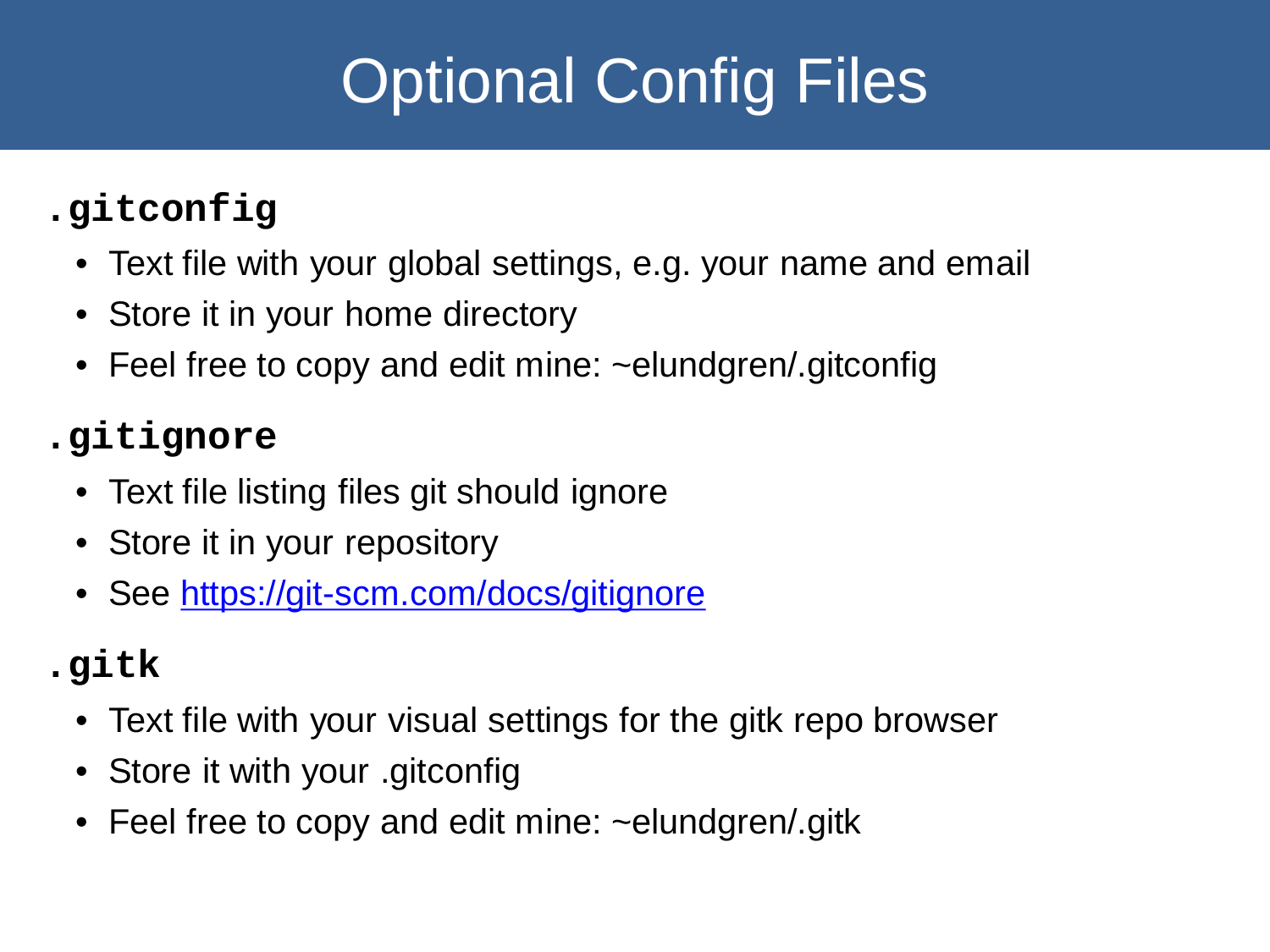# Optional Config Files

**`.gitconfig`**

- Text file with your global settings, e.g. your name and email
- Store it in your home directory
- Feel free to copy and edit mine: ~elundgren/.gitconfig

**`.gitignore`**

- Text file listing files git should ignore
- Store it in your repository
- See [https://git-scm.com/docs/gitignore](https://git-scm.com/docs/gitignore)

**`.gitk`**

- Text file with your visual settings for the gitk repo browser
- Store it with your .gitconfig
- Feel free to copy and edit mine: ~elundgren/.gitk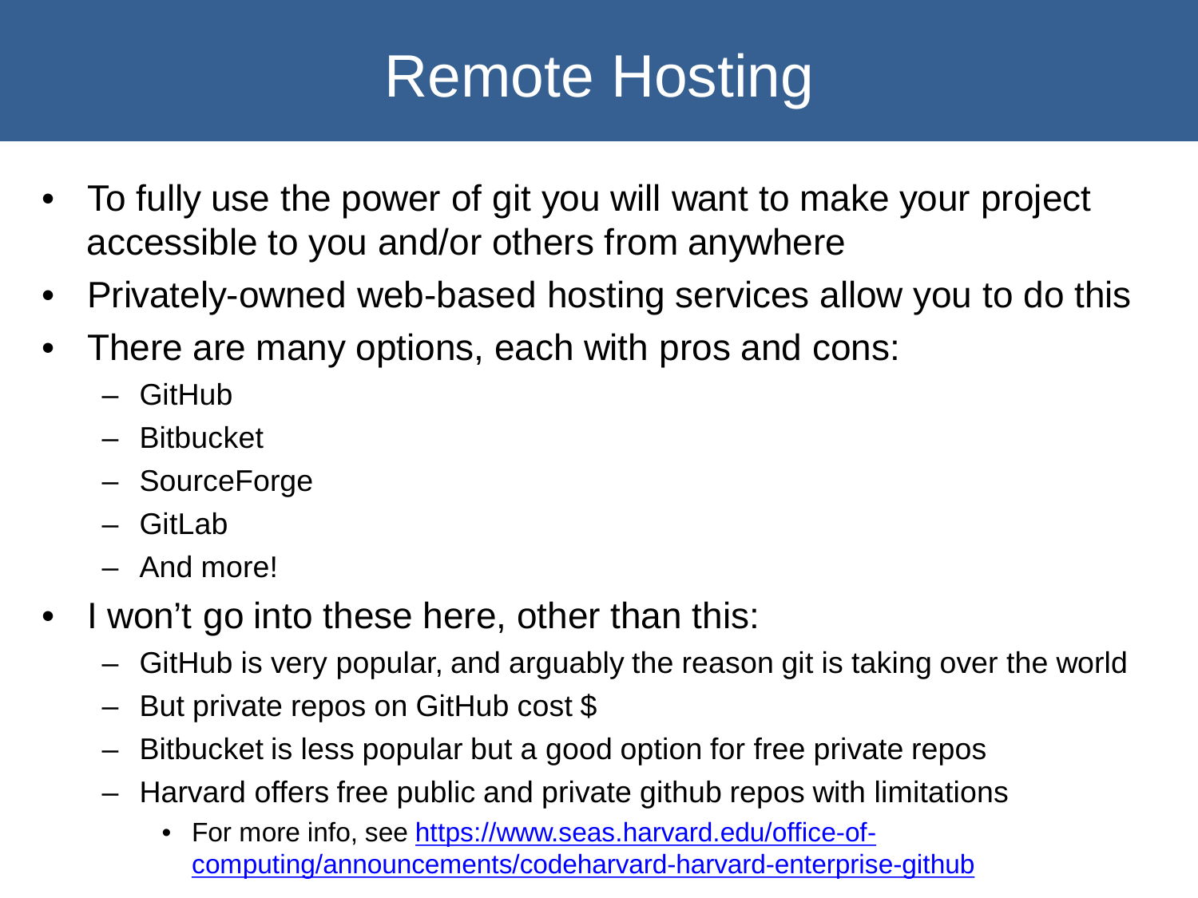# Remote Hosting

- To fully use the power of git you will want to make your project accessible to you and/or others from anywhere
- Privately-owned web-based hosting services allow you to do this
- There are many options, each with pros and cons:
  - GitHub
  - Bitbucket
  - SourceForge
  - GitLab
  - And more!
- I won't go into these here, other than this:
  - GitHub is very popular, and arguably the reason git is taking over the world
  - But private repos on GitHub cost $
  - Bitbucket is less popular but a good option for free private repos
  - Harvard offers free public and private github repos with limitations
    - For more info, see [https://www.seas.harvard.edu/office-of-computing/announcements/codeharvard-harvard-enterprise-github](https://www.seas.harvard.edu/office-of-computing/announcements/codeharvard-harvard-enterprise-github)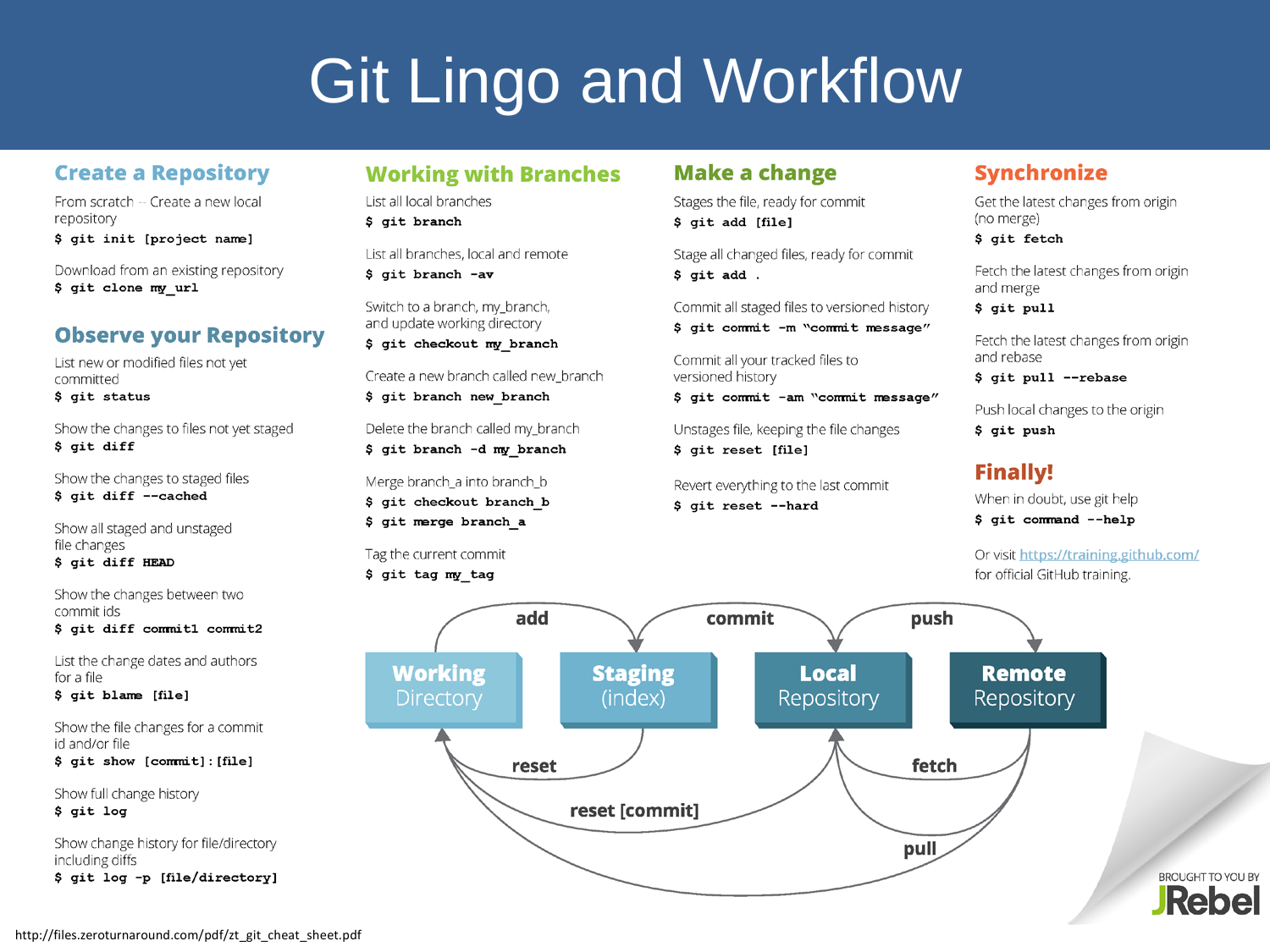# Git Lingo and Workflow

## Create a Repository

From scratch -- Create a new local repository

```
$ git init [project name]
```

Download from an existing repository

```
$ git clone my_url
```

## Observe your Repository

List new or modified files not yet committed

```
$ git status
```

Show the changes to files not yet staged

```
$ git diff
```

Show the changes to staged files

```
$ git diff --cached
```

Show all staged and unstaged file changes

```
$ git diff HEAD
```

Show the changes between two commit ids

```
$ git diff commit1 commit2
```

List the change dates and authors for a file

```
$ git blame [file]
```

Show the file changes for a commit id and/or file

```
$ git show [commit]:[file]
```

Show full change history

```
$ git log
```

Show change history for file/directory including diffs

```
$ git log -p [file/directory]
```

## Working with Branches

List all local branches

```
$ git branch
```

List all branches, local and remote

```
$ git branch -av
```

Switch to a branch, my_branch, and update working directory

```
$ git checkout my_branch
```

Create a new branch called new_branch

```
$ git branch new_branch
```

Delete the branch called my_branch

```
$ git branch -d my_branch
```

Merge branch_a into branch_b

```
$ git checkout branch_b
$ git merge branch_a
```

Tag the current commit

```
$ git tag my_tag
```

## Make a change

Stages the file, ready for commit

```
$ git add [file]
```

Stage all changed files, ready for commit

```
$ git add .
```

Commit all staged files to versioned history

```
$ git commit -m "commit message"
```

Commit all your tracked files to versioned history

```
$ git commit -am "commit message"
```

Unstages file, keeping the file changes

```
$ git reset [file]
```

Revert everything to the last commit

```
$ git reset --hard
```

## Synchronize

Get the latest changes from origin (no merge)

```
$ git fetch
```

Fetch the latest changes from origin and merge

```
$ git pull
```

Fetch the latest changes from origin and rebase

```
$ git pull --rebase
```

Push local changes to the origin

```
$ git push
```

## Finally!

When in doubt, use git help

```
$ git command --help
```

Or visit https://training.github.com/ for official GitHub training.

**Working** Directory —add→ **Staging** (index) —commit→ **Local** Repository —push→ **Remote** Repository

reset; reset [commit]; fetch; pull

BROUGHT TO YOU BY JRebel

http://files.zeroturnaround.com/pdf/zt_git_cheat_sheet.pdf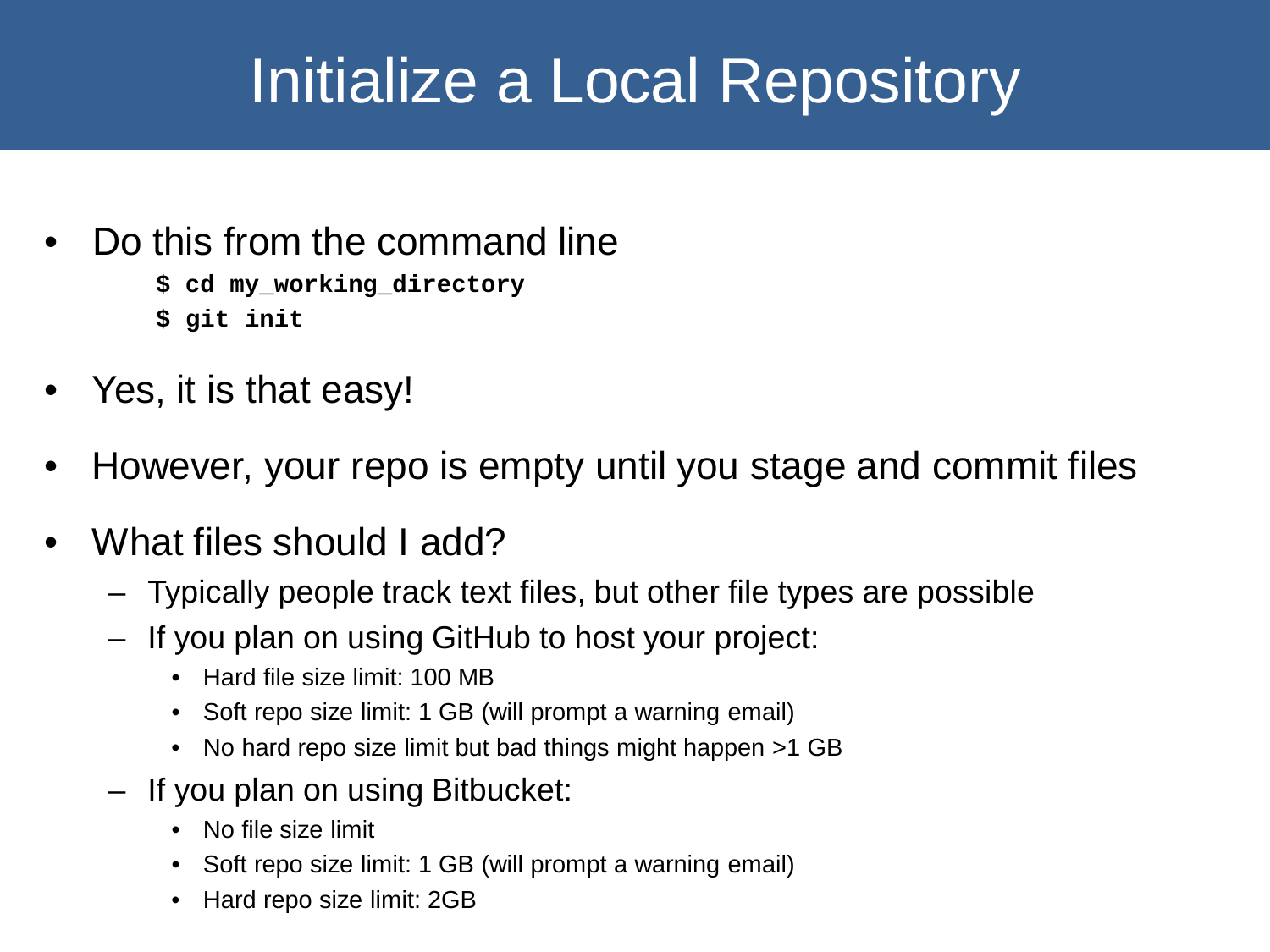# Initialize a Local Repository

- Do this from the command line

```
$ cd my_working_directory
$ git init
```

- Yes, it is that easy!
- However, your repo is empty until you stage and commit files
- What files should I add?
  - Typically people track text files, but other file types are possible
  - If you plan on using GitHub to host your project:
    - Hard file size limit: 100 MB
    - Soft repo size limit: 1 GB (will prompt a warning email)
    - No hard repo size limit but bad things might happen >1 GB
  - If you plan on using Bitbucket:
    - No file size limit
    - Soft repo size limit: 1 GB (will prompt a warning email)
    - Hard repo size limit: 2GB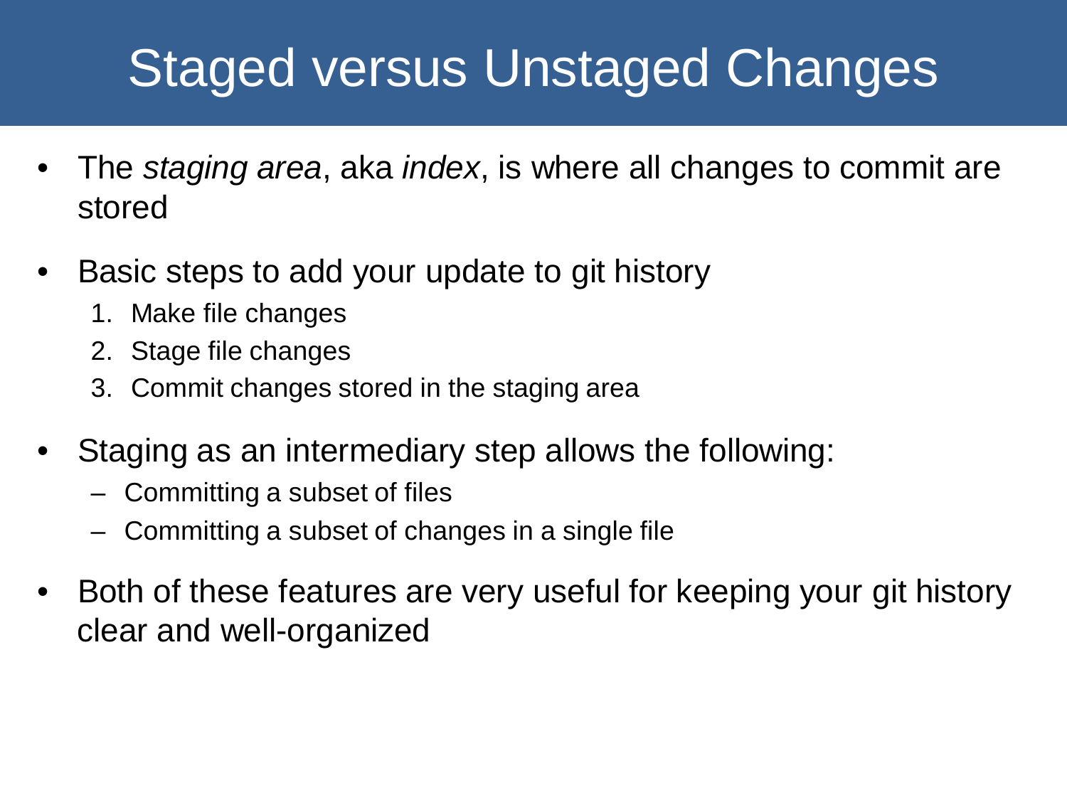# Staged versus Unstaged Changes

- The *staging area*, aka *index*, is where all changes to commit are stored
- Basic steps to add your update to git history
  1. Make file changes
  2. Stage file changes
  3. Commit changes stored in the staging area
- Staging as an intermediary step allows the following:
  - Committing a subset of files
  - Committing a subset of changes in a single file
- Both of these features are very useful for keeping your git history clear and well-organized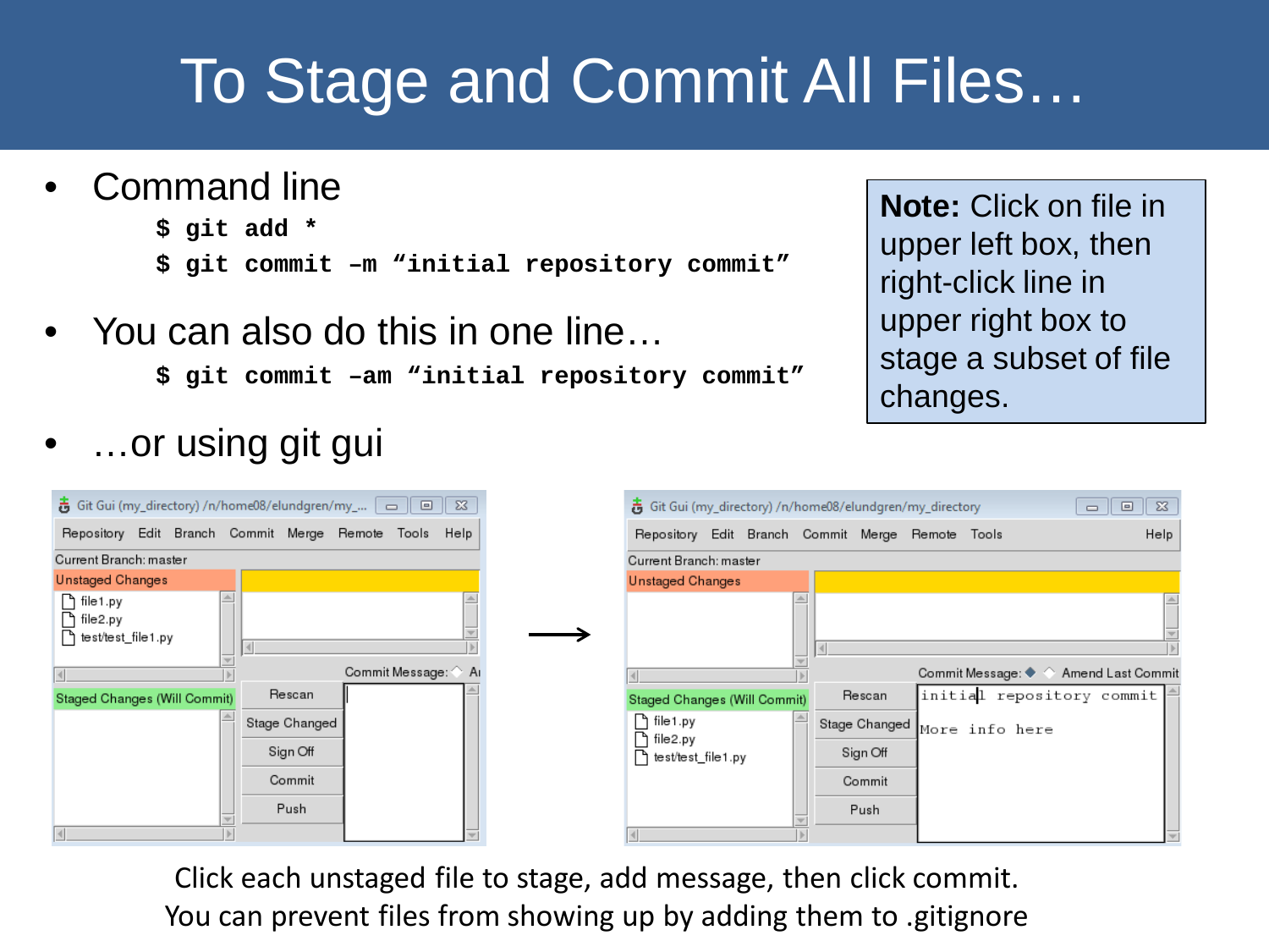# To Stage and Commit All Files…

- Command line

```
$ git add *
$ git commit –m "initial repository commit"
```

- You can also do this in one line…

```
$ git commit –am "initial repository commit"
```

- …or using git gui

**Note:** Click on file in upper left box, then right-click line in upper right box to stage a subset of file changes.

Click each unstaged file to stage, add message, then click commit.
You can prevent files from showing up by adding them to .gitignore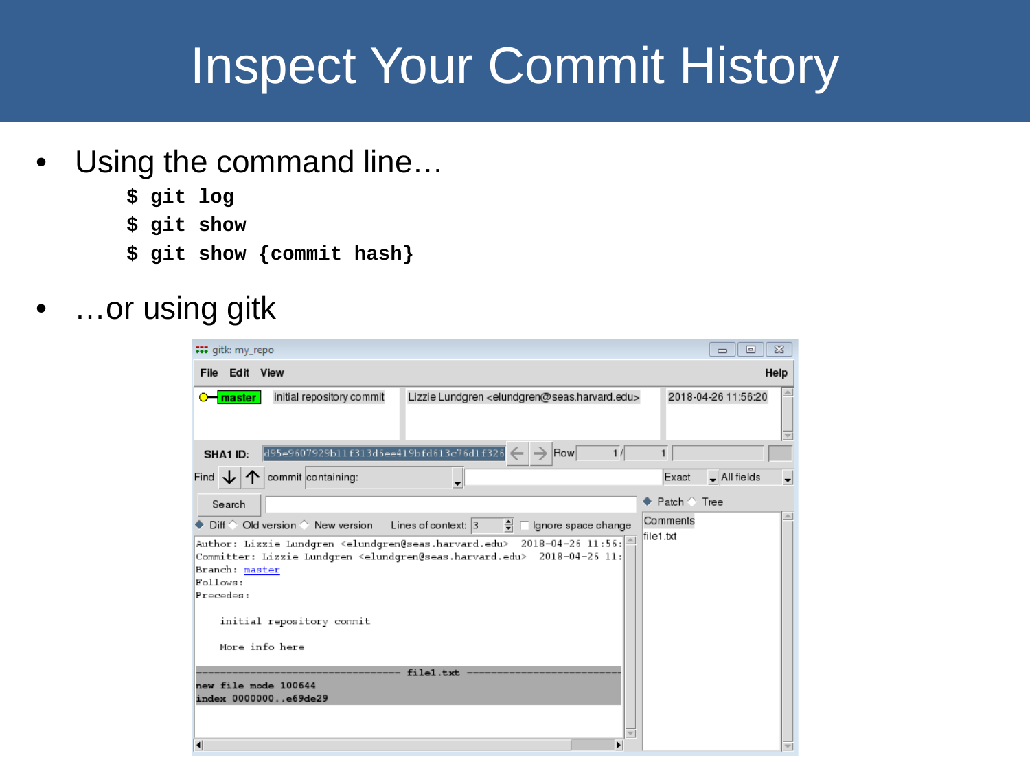# Inspect Your Commit History

- Using the command line…

```
$ git log
$ git show
$ git show {commit hash}
```

- …or using gitk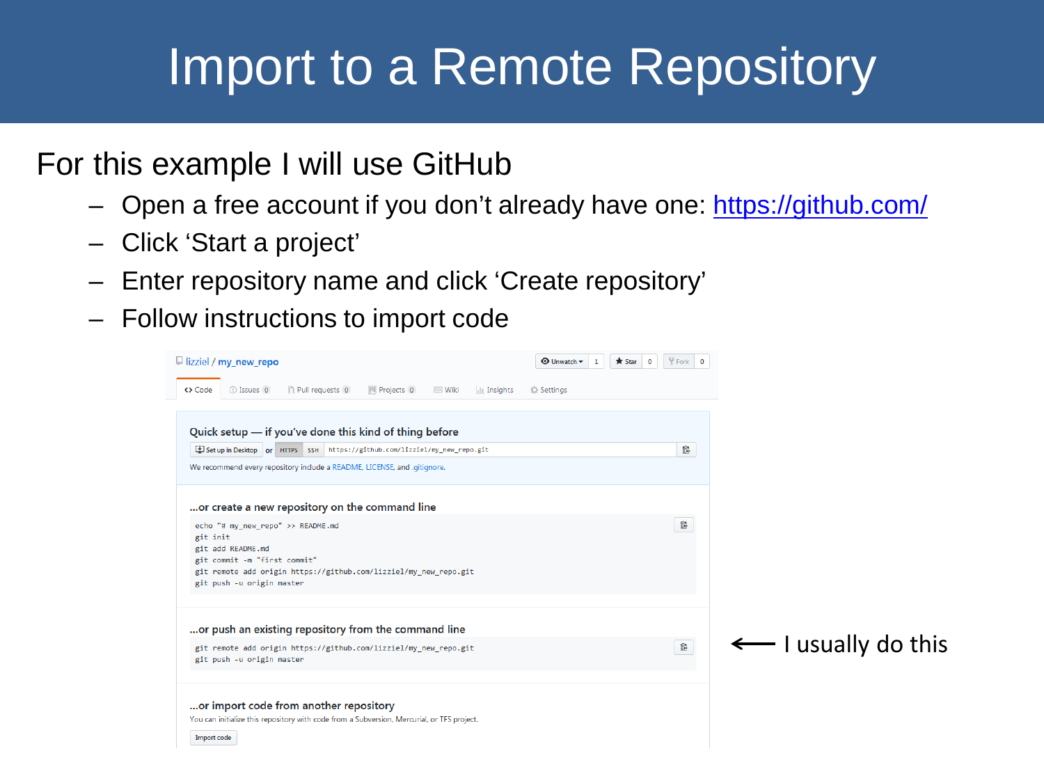# Import to a Remote Repository

For this example I will use GitHub

- Open a free account if you don't already have one: [https://github.com/](https://github.com/)
- Click 'Start a project'
- Enter repository name and click 'Create repository'
- Follow instructions to import code

lizziel / my_new_repo

Code | Issues 0 | Pull requests 0 | Projects 0 | Wiki | Insights | Settings

**Quick setup — if you've done this kind of thing before**

Set up in Desktop or HTTPS SSH https://github.com/lizziel/my_new_repo.git

We recommend every repository include a README, LICENSE, and .gitignore.

**…or create a new repository on the command line**

```
echo "# my_new_repo" >> README.md
git init
git add README.md
git commit -m "first commit"
git remote add origin https://github.com/lizziel/my_new_repo.git
git push -u origin master
```

**…or push an existing repository from the command line**

```
git remote add origin https://github.com/lizziel/my_new_repo.git
git push -u origin master
```

← I usually do this

**…or import code from another repository**

You can initialize this repository with code from a Subversion, Mercurial, or TFS project.

Import code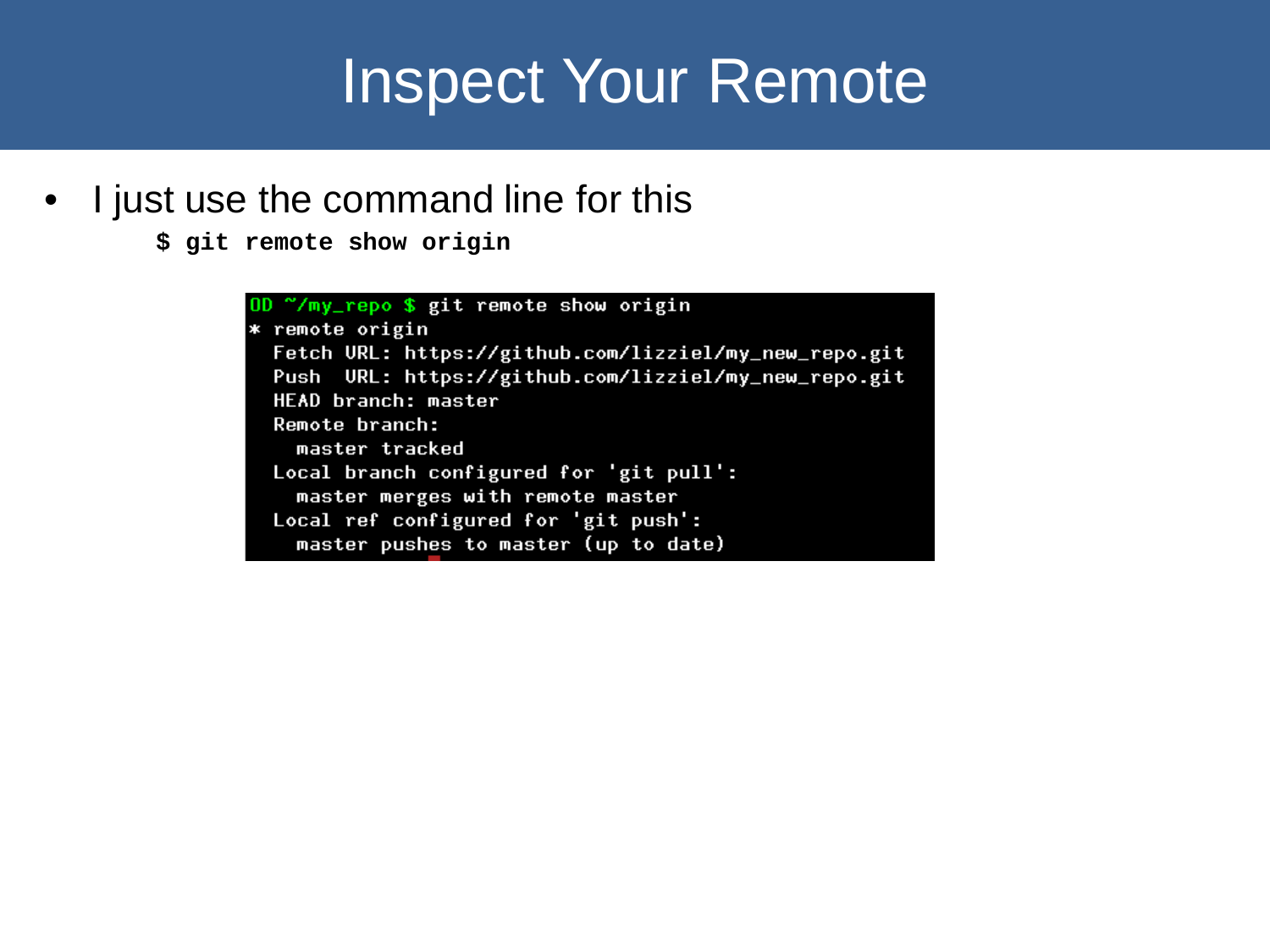# Inspect Your Remote

- I just use the command line for this

```
$ git remote show origin
```

```
OD ~/my_repo $ git remote show origin
* remote origin
  Fetch URL: https://github.com/lizziel/my_new_repo.git
  Push  URL: https://github.com/lizziel/my_new_repo.git
  HEAD branch: master
  Remote branch:
    master tracked
  Local branch configured for 'git pull':
    master merges with remote master
  Local ref configured for 'git push':
    master pushes to master (up to date)
```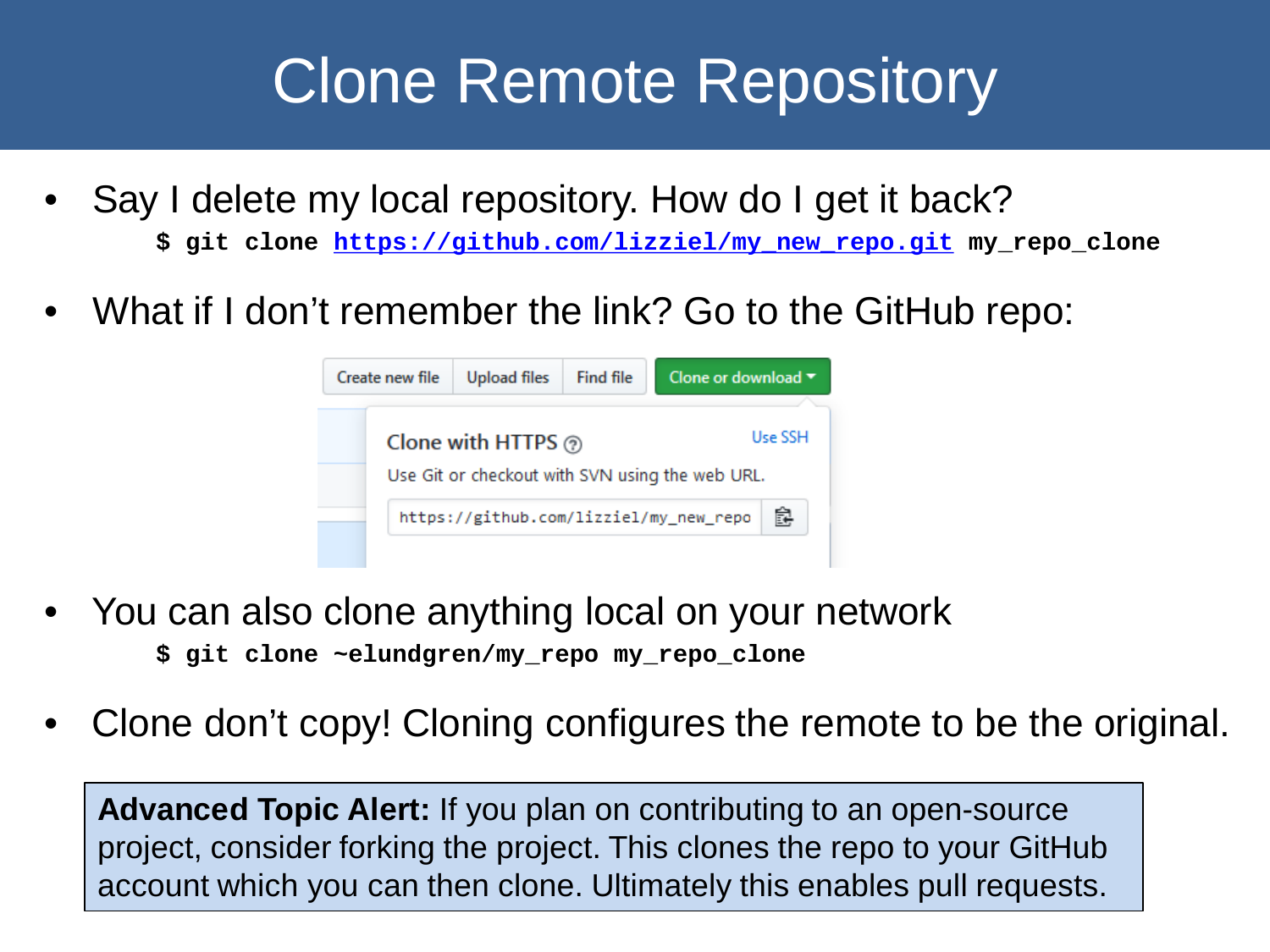# Clone Remote Repository

- Say I delete my local repository. How do I get it back?

```
$ git clone https://github.com/lizziel/my_new_repo.git my_repo_clone
```

- What if I don't remember the link? Go to the GitHub repo:

Create new file | Upload files | Find file | Clone or download

Clone with HTTPS — Use SSH

Use Git or checkout with SVN using the web URL.

https://github.com/lizziel/my_new_repo

- You can also clone anything local on your network

```
$ git clone ~elundgren/my_repo my_repo_clone
```

- Clone don't copy! Cloning configures the remote to be the original.

**Advanced Topic Alert:** If you plan on contributing to an open-source project, consider forking the project. This clones the repo to your GitHub account which you can then clone. Ultimately this enables pull requests.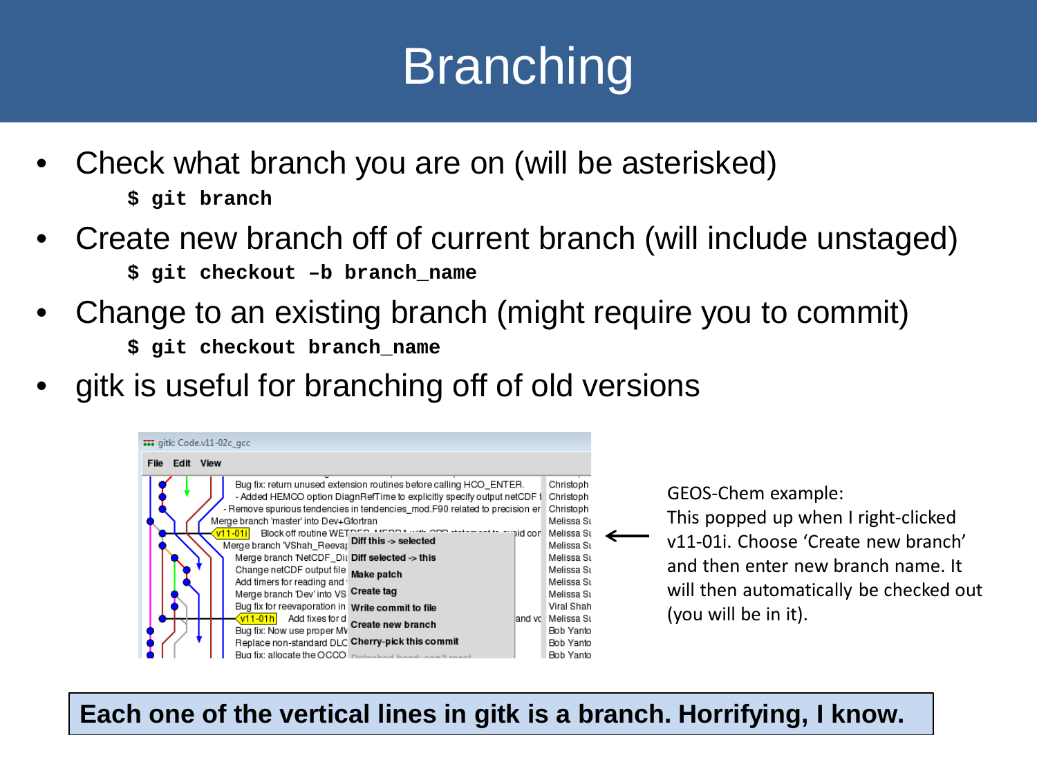# Branching

- Check what branch you are on (will be asterisked)

```
$ git branch
```

- Create new branch off of current branch (will include unstaged)

```
$ git checkout –b branch_name
```

- Change to an existing branch (might require you to commit)

```
$ git checkout branch_name
```

- gitk is useful for branching off of old versions

GEOS-Chem example:
This popped up when I right-clicked v11-01i. Choose 'Create new branch' and then enter new branch name. It will then automatically be checked out (you will be in it).

**Each one of the vertical lines in gitk is a branch. Horrifying, I know.**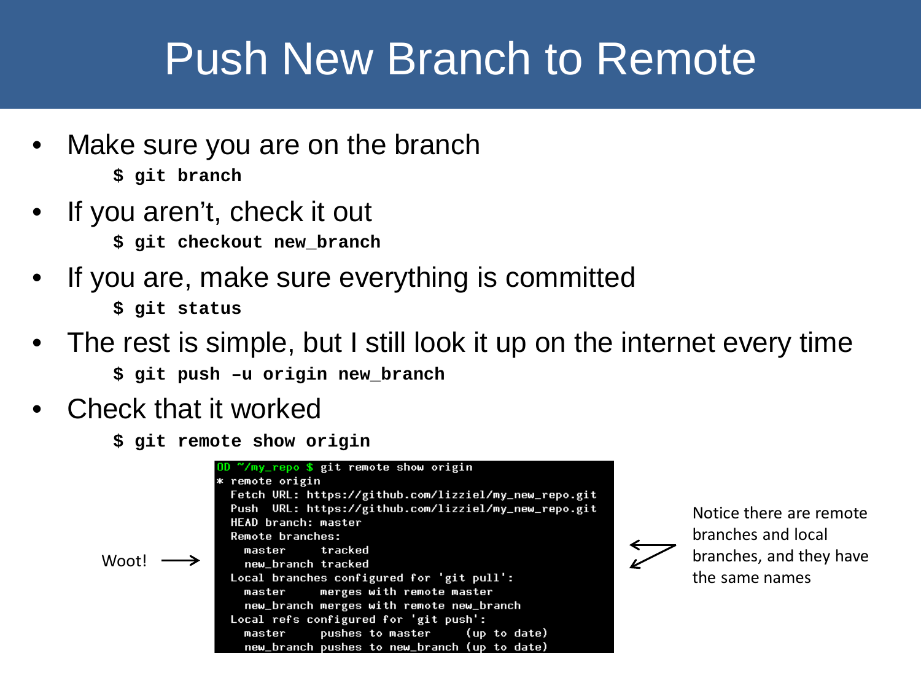# Push New Branch to Remote

- Make sure you are on the branch

```
$ git branch
```

- If you aren't, check it out

```
$ git checkout new_branch
```

- If you are, make sure everything is committed

```
$ git status
```

- The rest is simple, but I still look it up on the internet every time

```
$ git push –u origin new_branch
```

- Check that it worked

```
$ git remote show origin
```

```
OD ~/my_repo $ git remote show origin
* remote origin
  Fetch URL: https://github.com/lizziel/my_new_repo.git
  Push  URL: https://github.com/lizziel/my_new_repo.git
  HEAD branch: master
  Remote branches:
    master     tracked
    new_branch tracked
  Local branches configured for 'git pull':
    master     merges with remote master
    new_branch merges with remote new_branch
  Local refs configured for 'git push':
    master     pushes to master     (up to date)
    new_branch pushes to new_branch (up to date)
```

Woot! →

Notice there are remote branches and local branches, and they have the same names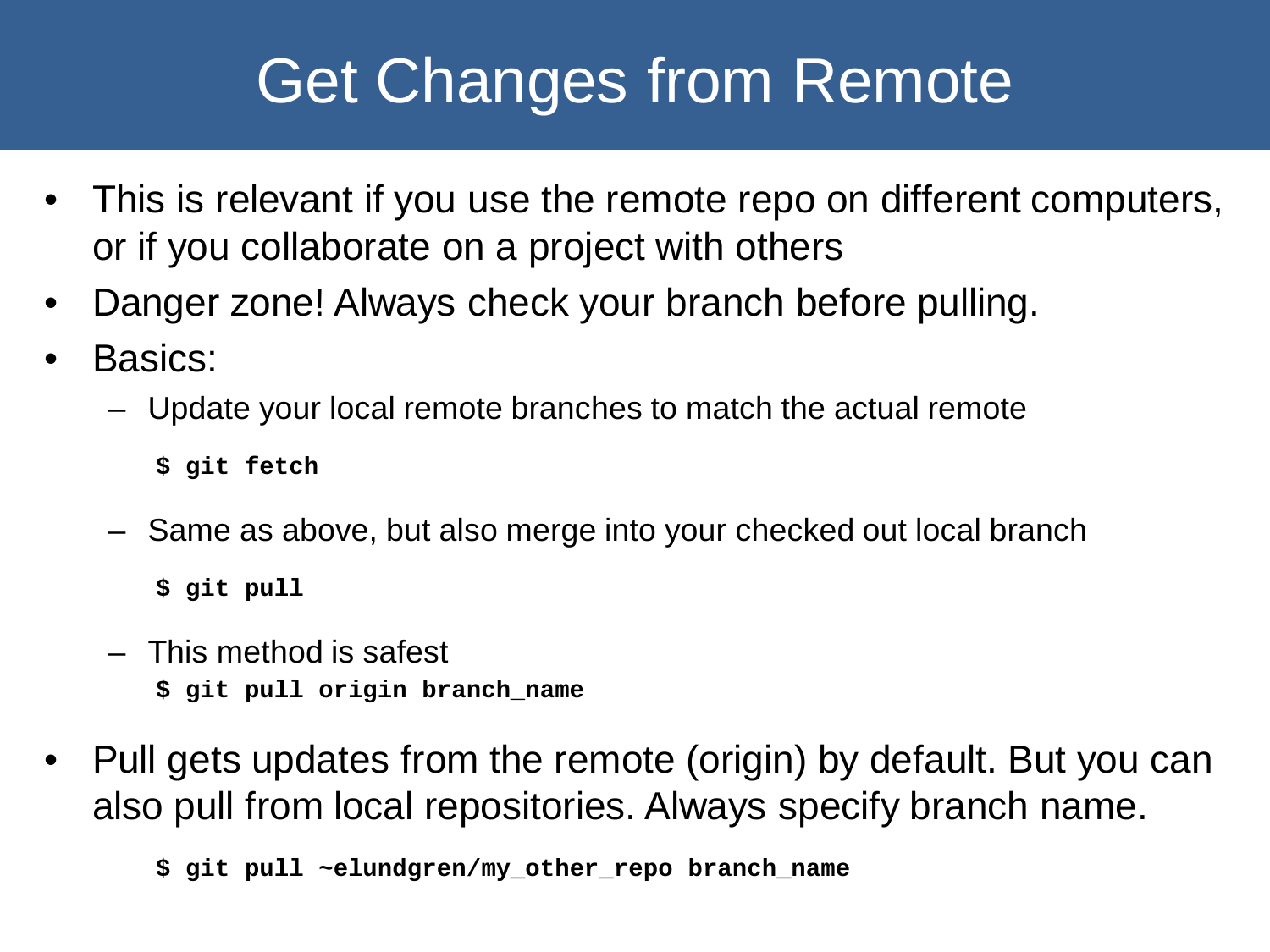# Get Changes from Remote

- This is relevant if you use the remote repo on different computers, or if you collaborate on a project with others
- Danger zone! Always check your branch before pulling.
- Basics:
  - Update your local remote branches to match the actual remote

    ```
    $ git fetch
    ```

  - Same as above, but also merge into your checked out local branch

    ```
    $ git pull
    ```

  - This method is safest

    ```
    $ git pull origin branch_name
    ```

- Pull gets updates from the remote (origin) by default. But you can also pull from local repositories. Always specify branch name.

  ```
  $ git pull ~elundgren/my_other_repo branch_name
  ```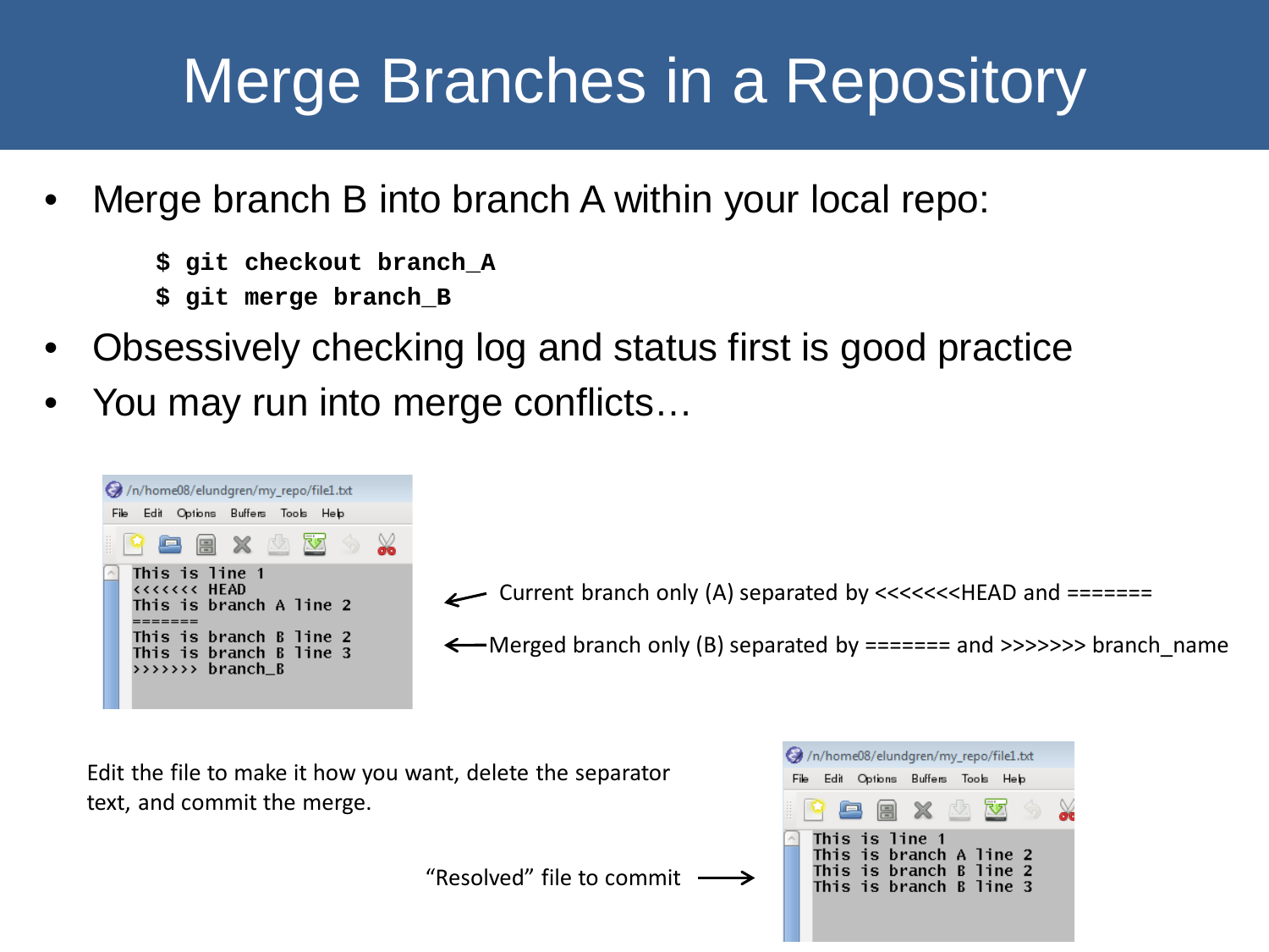# Merge Branches in a Repository

- Merge branch B into branch A within your local repo:

```
$ git checkout branch_A
$ git merge branch_B
```

- Obsessively checking log and status first is good practice
- You may run into merge conflicts…

```
This is line 1
<<<<<<< HEAD
This is branch A line 2
=======
This is branch B line 2
This is branch B line 3
>>>>>>> branch_B
```

Current branch only (A) separated by <<<<<<<HEAD and =======

Merged branch only (B) separated by ======= and >>>>>>> branch_name

Edit the file to make it how you want, delete the separator text, and commit the merge.

"Resolved" file to commit →

```
This is line 1
This is branch A line 2
This is branch B line 2
This is branch B line 3
```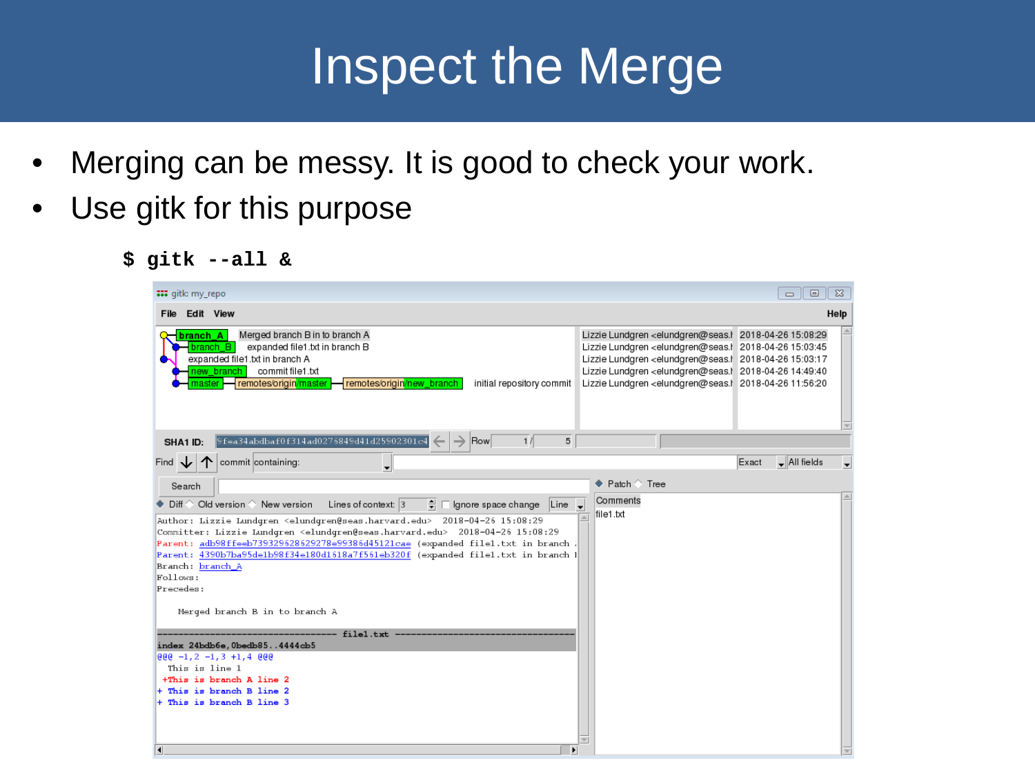# Inspect the Merge

- Merging can be messy. It is good to check your work.
- Use gitk for this purpose

```
$ gitk --all &
```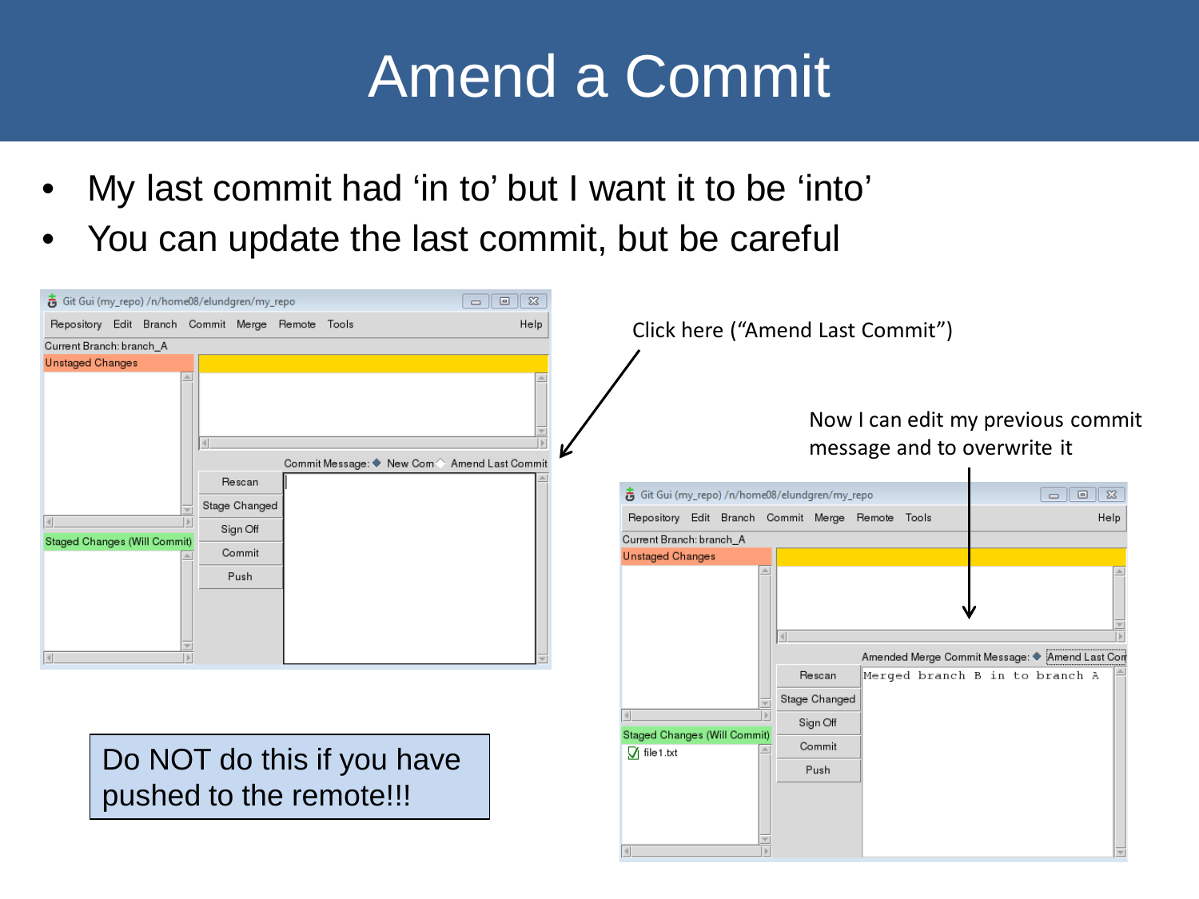# Amend a Commit

- My last commit had 'in to' but I want it to be 'into'
- You can update the last commit, but be careful

Click here ("Amend Last Commit")

Now I can edit my previous commit message and to overwrite it

Do NOT do this if you have pushed to the remote!!!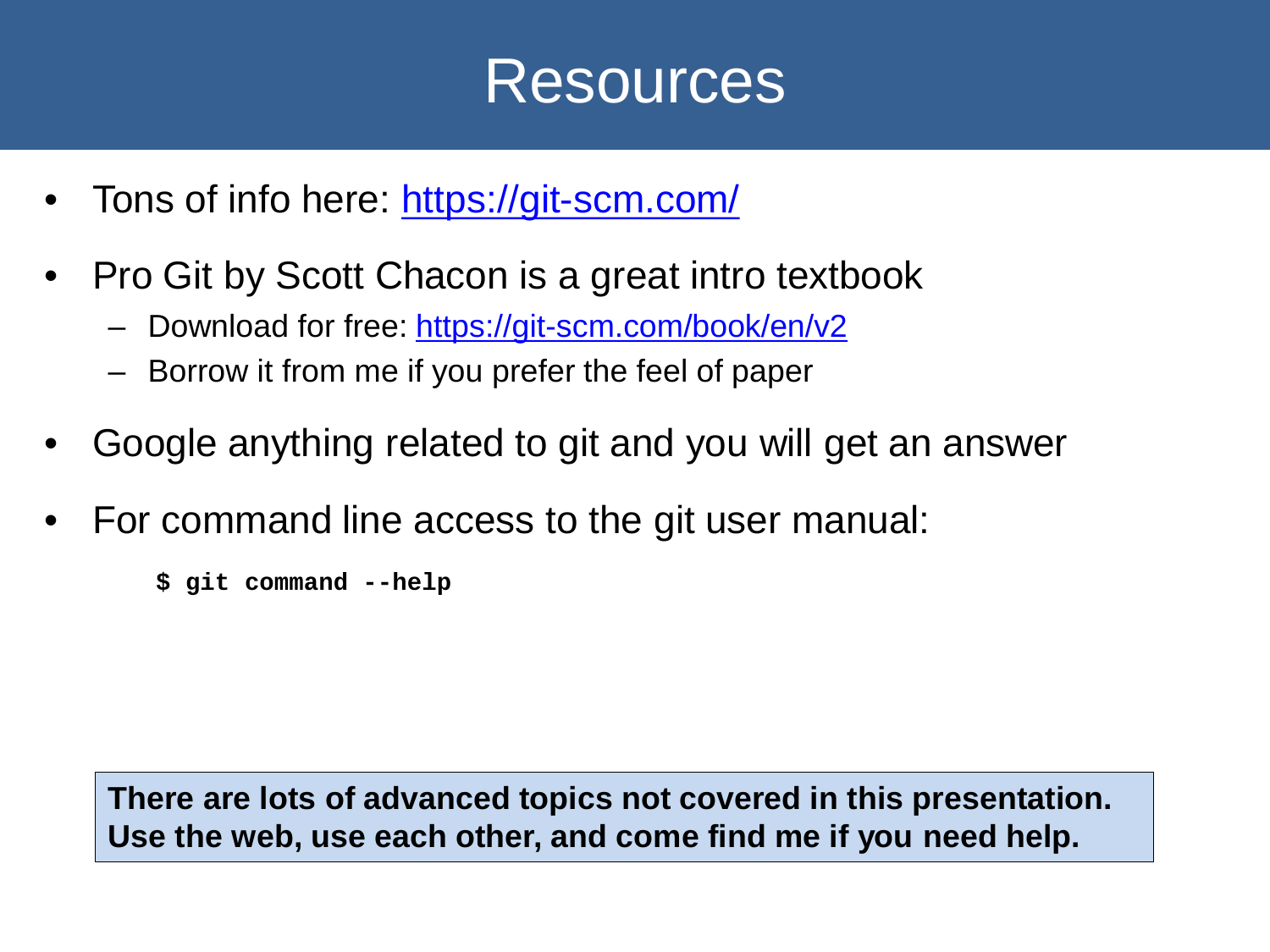# Resources

- Tons of info here: https://git-scm.com/
- Pro Git by Scott Chacon is a great intro textbook
  - Download for free: https://git-scm.com/book/en/v2
  - Borrow it from me if you prefer the feel of paper
- Google anything related to git and you will get an answer
- For command line access to the git user manual:

```
$ git command --help
```

**There are lots of advanced topics not covered in this presentation. Use the web, use each other, and come find me if you need help.**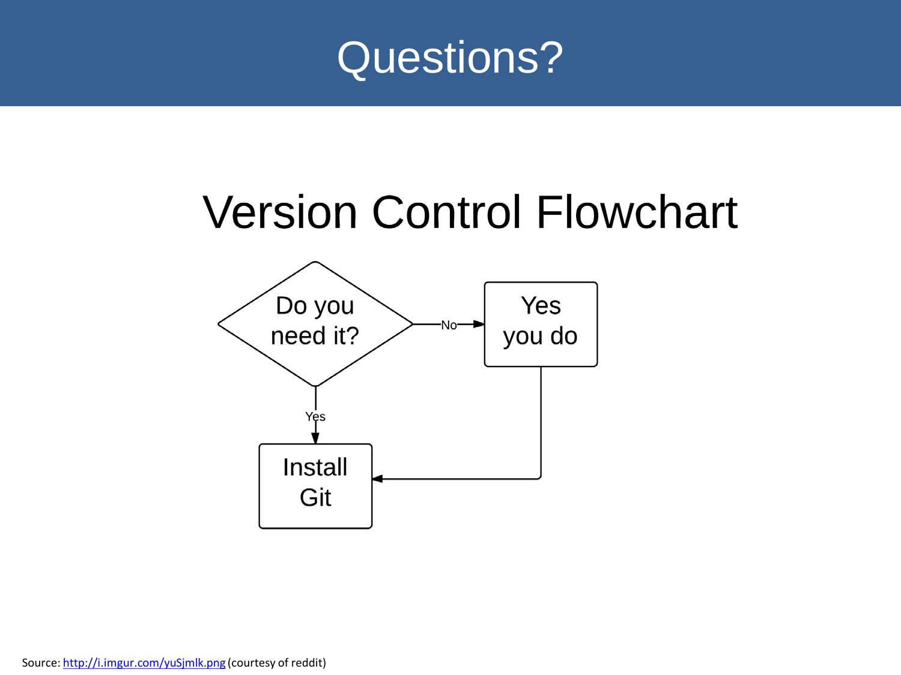# Questions?

## Version Control Flowchart

Do you need it? —No→ Yes you do

Do you need it? —Yes→ Install Git

Yes you do → Install Git

Source: http://i.imgur.com/yuSjmlk.png (courtesy of reddit)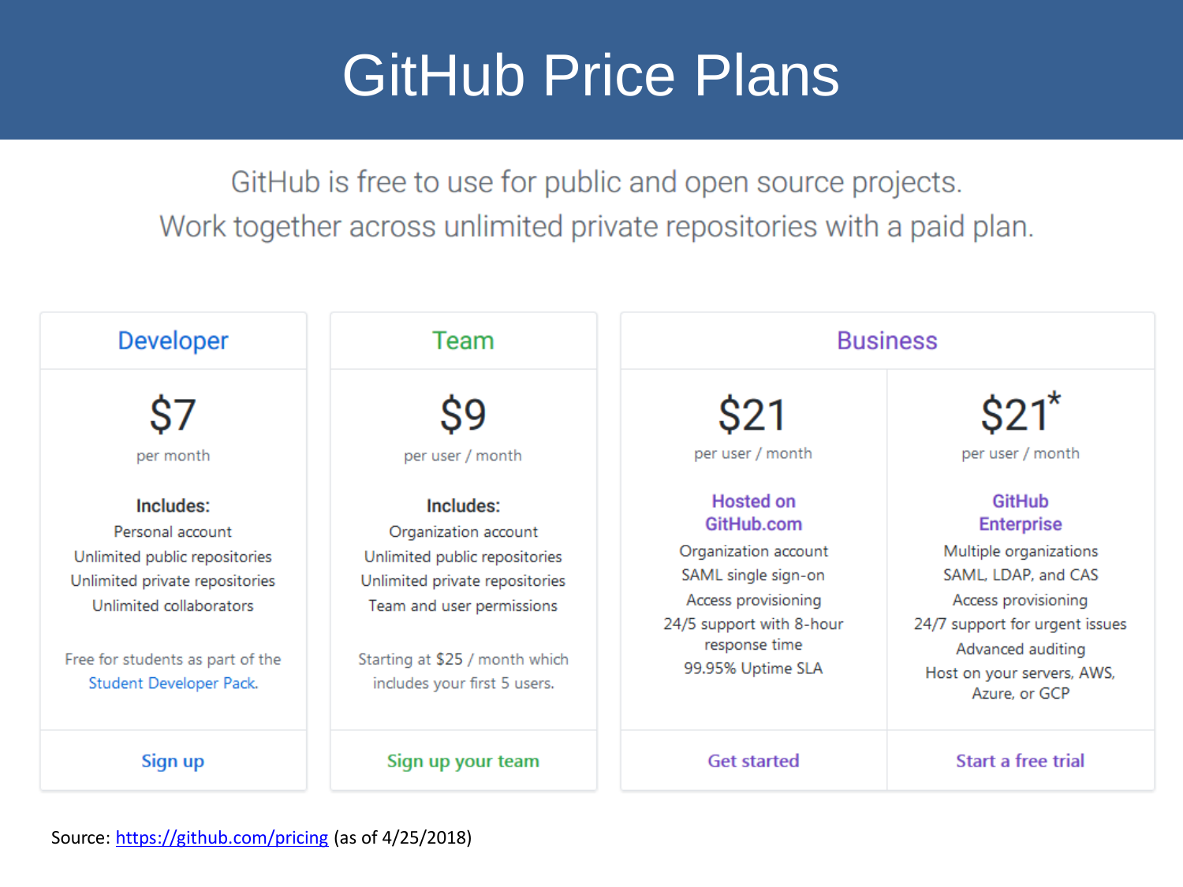# GitHub Price Plans

GitHub is free to use for public and open source projects.
Work together across unlimited private repositories with a paid plan.

| Developer | Team | Business | |
|---|---|---|---|
| **$7** per month | **$9** per user / month | **$21** per user / month | **$21*** per user / month |
| **Includes:** Personal account, Unlimited public repositories, Unlimited private repositories, Unlimited collaborators | **Includes:** Organization account, Unlimited public repositories, Unlimited private repositories, Team and user permissions | **Hosted on GitHub.com** Organization account, SAML single sign-on, Access provisioning, 24/5 support with 8-hour response time, 99.95% Uptime SLA | **GitHub Enterprise** Multiple organizations, SAML, LDAP, and CAS, Access provisioning, 24/7 support for urgent issues, Advanced auditing, Host on your servers, AWS, Azure, or GCP |
| Free for students as part of the Student Developer Pack. | Starting at $25 / month which includes your first 5 users. | | |
| Sign up | Sign up your team | Get started | Start a free trial |

Source: [https://github.com/pricing](https://github.com/pricing) (as of 4/25/2018)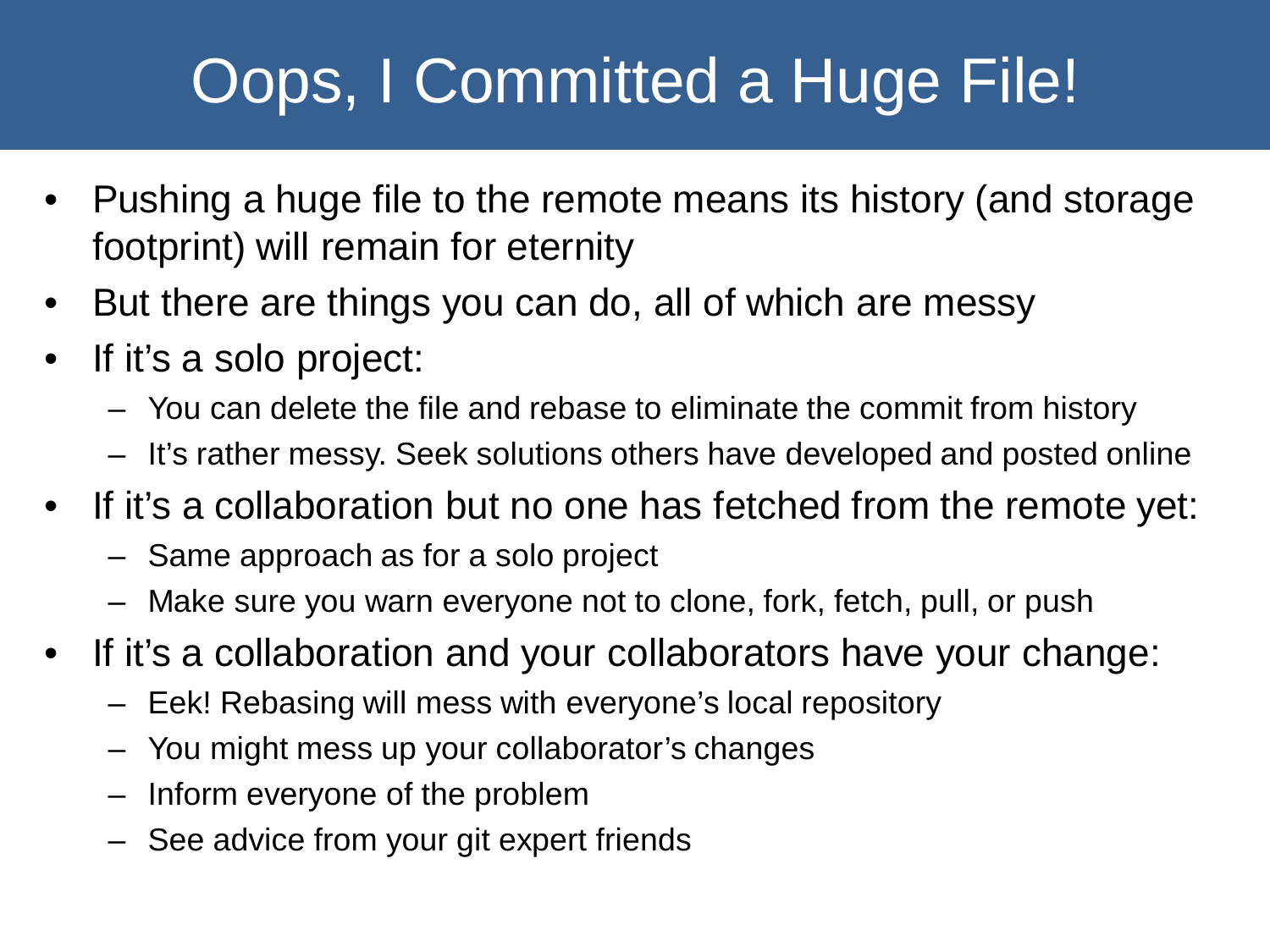# Oops, I Committed a Huge File!

- Pushing a huge file to the remote means its history (and storage footprint) will remain for eternity
- But there are things you can do, all of which are messy
- If it's a solo project:
  - You can delete the file and rebase to eliminate the commit from history
  - It's rather messy. Seek solutions others have developed and posted online
- If it's a collaboration but no one has fetched from the remote yet:
  - Same approach as for a solo project
  - Make sure you warn everyone not to clone, fork, fetch, pull, or push
- If it's a collaboration and your collaborators have your change:
  - Eek! Rebasing will mess with everyone's local repository
  - You might mess up your collaborator's changes
  - Inform everyone of the problem
  - See advice from your git expert friends